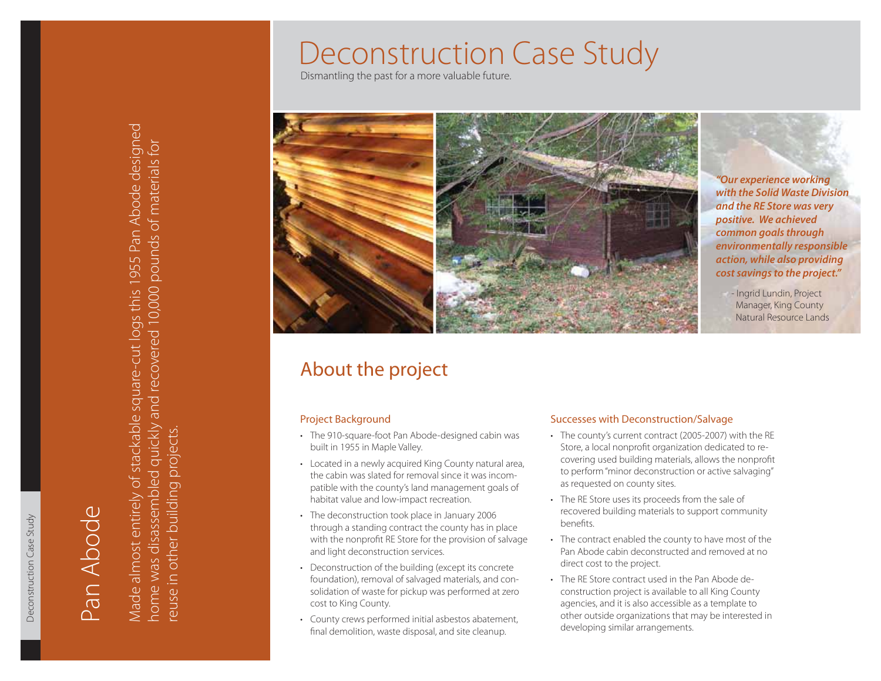# Deconstruction Case Study

Dismantling the past for a more valuable future.

## Pan Abode

Made almost entirely of stackable square-cut logs this 1955 Pan Abode designed home was disassembled quickly and recovered 10,000 pounds of materials for reuse in other building projects.

***"Our experience working with the Solid Waste Division and the RE Store was very positive. We achieved common goals through environmentally responsible action, while also providing cost savings to the project."***

- Ingrid Lundin, Project Manager, King County Natural Resource Lands

## About the project

### Project Background

- The 910-square-foot Pan Abode-designed cabin was built in 1955 in Maple Valley.
- Located in a newly acquired King County natural area, the cabin was slated for removal since it was incompatible with the county's land management goals of habitat value and low-impact recreation.
- The deconstruction took place in January 2006 through a standing contract the county has in place with the nonprofit RE Store for the provision of salvage and light deconstruction services.
- Deconstruction of the building (except its concrete foundation), removal of salvaged materials, and consolidation of waste for pickup was performed at zero cost to King County.
- County crews performed initial asbestos abatement, final demolition, waste disposal, and site cleanup.

### Successes with Deconstruction/Salvage

- The county's current contract (2005-2007) with the RE Store, a local nonprofit organization dedicated to recovering used building materials, allows the nonprofit to perform "minor deconstruction or active salvaging" as requested on county sites.
- The RE Store uses its proceeds from the sale of recovered building materials to support community benefits.
- The contract enabled the county to have most of the Pan Abode cabin deconstructed and removed at no direct cost to the project.
- The RE Store contract used in the Pan Abode deconstruction project is available to all King County agencies, and it is also accessible as a template to other outside organizations that may be interested in developing similar arrangements.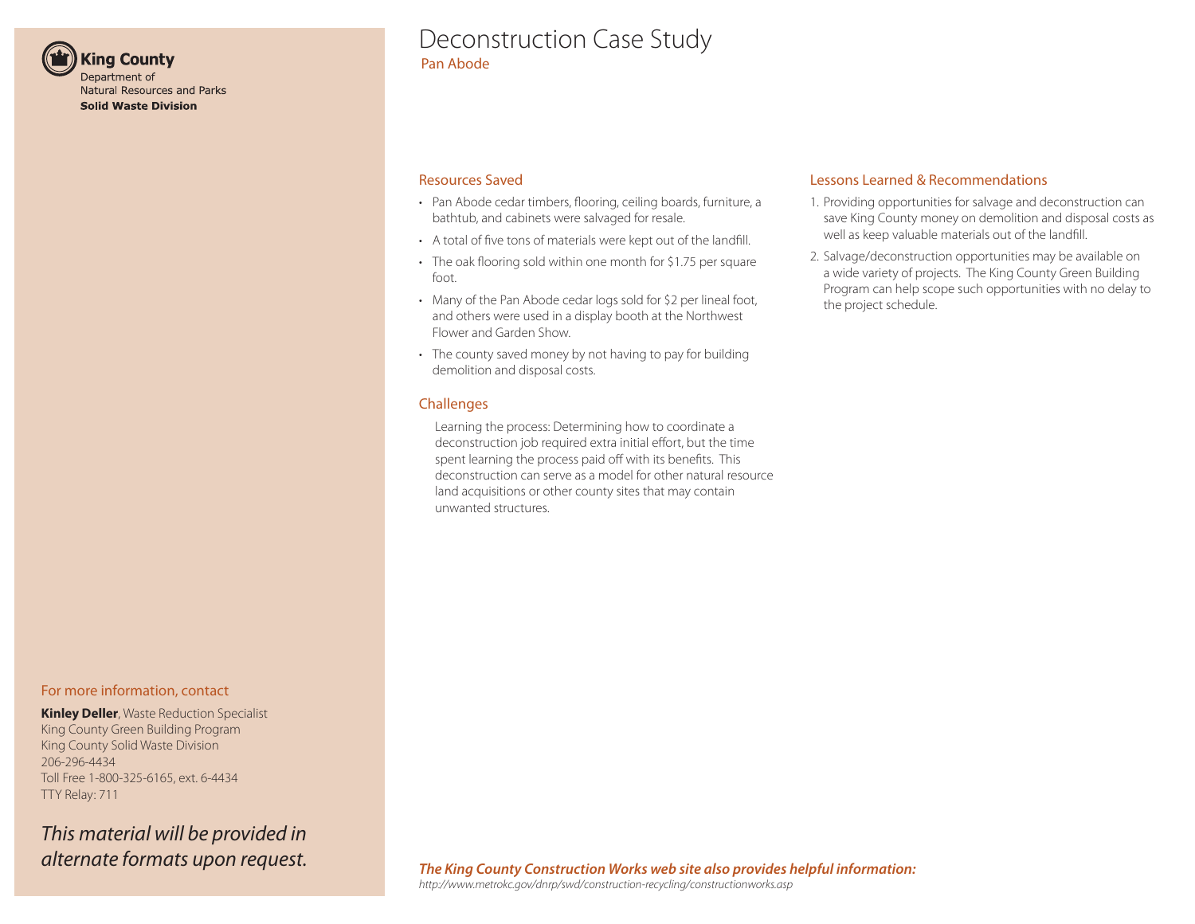**King County**
Department of
Natural Resources and Parks
**Solid Waste Division**

# Deconstruction Case Study

Pan Abode

## Resources Saved

- Pan Abode cedar timbers, flooring, ceiling boards, furniture, a bathtub, and cabinets were salvaged for resale.
- A total of five tons of materials were kept out of the landfill.
- The oak flooring sold within one month for $1.75 per square foot.
- Many of the Pan Abode cedar logs sold for $2 per lineal foot, and others were used in a display booth at the Northwest Flower and Garden Show.
- The county saved money by not having to pay for building demolition and disposal costs.

## Challenges

Learning the process: Determining how to coordinate a deconstruction job required extra initial effort, but the time spent learning the process paid off with its benefits. This deconstruction can serve as a model for other natural resource land acquisitions or other county sites that may contain unwanted structures.

## Lessons Learned & Recommendations

1. Providing opportunities for salvage and deconstruction can save King County money on demolition and disposal costs as well as keep valuable materials out of the landfill.
2. Salvage/deconstruction opportunities may be available on a wide variety of projects. The King County Green Building Program can help scope such opportunities with no delay to the project schedule.

## For more information, contact

**Kinley Deller**, Waste Reduction Specialist
King County Green Building Program
King County Solid Waste Division
206-296-4434
Toll Free 1-800-325-6165, ext. 6-4434
TTY Relay: 711

*This material will be provided in alternate formats upon request.*

***The King County Construction Works web site also provides helpful information:***
*http://www.metrokc.gov/dnrp/swd/construction-recycling/constructionworks.asp*